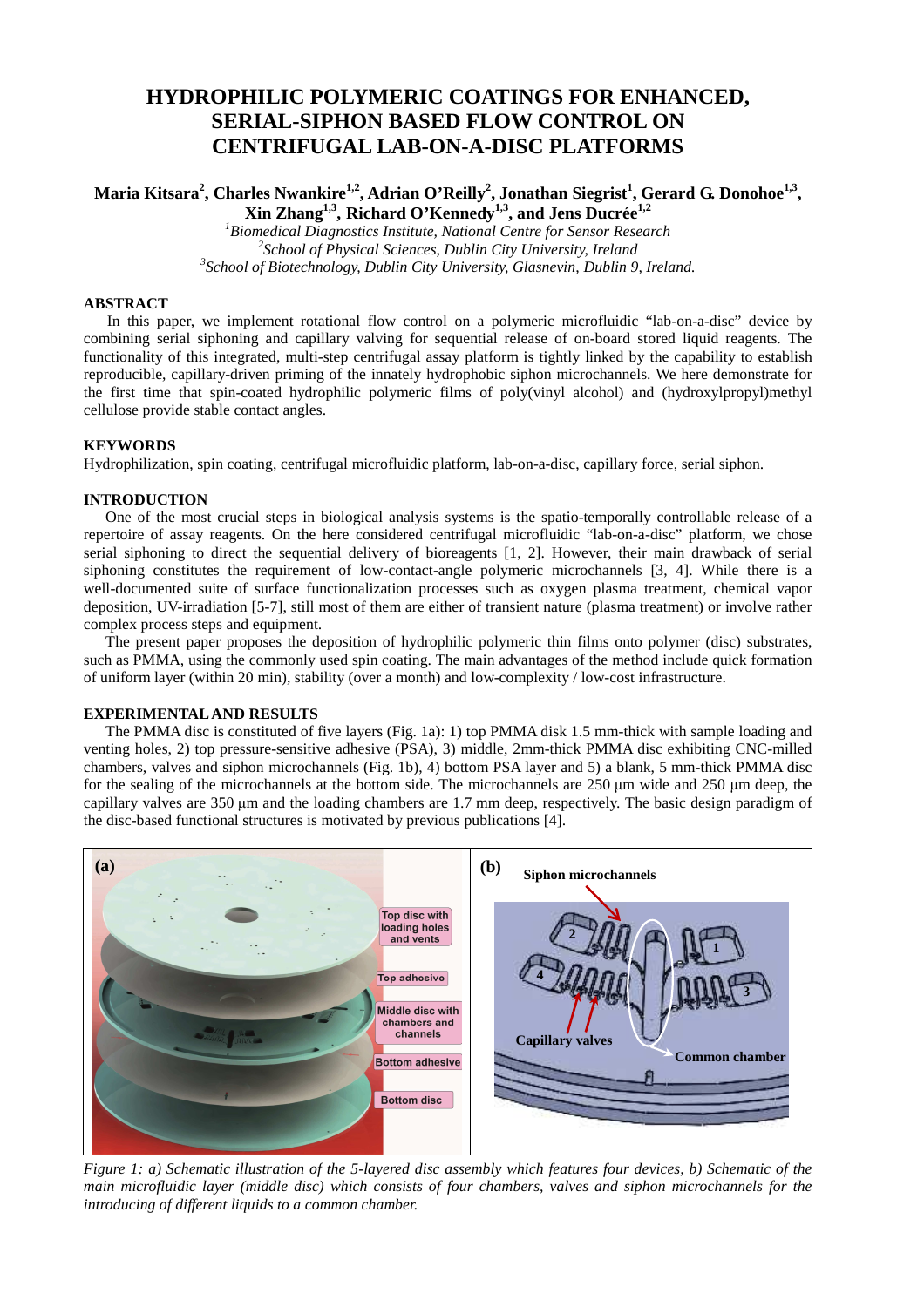# HYDROPHILIC POLYMERIC COATINGS FOR ENHANCED, SERIAL-SIPHON BASED FLOW CONTROL ON CENTRIFUGAL LAB-ON-A-DISC PLATFORMS

**Maria Kitsara[2], Charles Nwankire[1,2], Adrian O'Reilly[2], Jonathan Siegrist[1], Gerard G. Donohoe[1,3], Xin Zhang[1,3], Richard O'Kennedy[1,3], and Jens Ducrée[1,2]**

[1]*Biomedical Diagnostics Institute, National Centre for Sensor Research*
[2]*School of Physical Sciences, Dublin City University, Ireland*
[3]*School of Biotechnology, Dublin City University, Glasnevin, Dublin 9, Ireland.*

## ABSTRACT

In this paper, we implement rotational flow control on a polymeric microfluidic "lab-on-a-disc" device by combining serial siphoning and capillary valving for sequential release of on-board stored liquid reagents. The functionality of this integrated, multi-step centrifugal assay platform is tightly linked by the capability to establish reproducible, capillary-driven priming of the innately hydrophobic siphon microchannels. We here demonstrate for the first time that spin-coated hydrophilic polymeric films of poly(vinyl alcohol) and (hydroxylpropyl)methyl cellulose provide stable contact angles.

## KEYWORDS

Hydrophilization, spin coating, centrifugal microfluidic platform, lab-on-a-disc, capillary force, serial siphon.

## INTRODUCTION

One of the most crucial steps in biological analysis systems is the spatio-temporally controllable release of a repertoire of assay reagents. On the here considered centrifugal microfluidic "lab-on-a-disc" platform, we chose serial siphoning to direct the sequential delivery of bioreagents [1, 2]. However, their main drawback of serial siphoning constitutes the requirement of low-contact-angle polymeric microchannels [3, 4]. While there is a well-documented suite of surface functionalization processes such as oxygen plasma treatment, chemical vapor deposition, UV-irradiation [5-7], still most of them are either of transient nature (plasma treatment) or involve rather complex process steps and equipment.

The present paper proposes the deposition of hydrophilic polymeric thin films onto polymer (disc) substrates, such as PMMA, using the commonly used spin coating. The main advantages of the method include quick formation of uniform layer (within 20 min), stability (over a month) and low-complexity / low-cost infrastructure.

## EXPERIMENTAL AND RESULTS

The PMMA disc is constituted of five layers (Fig. 1a): 1) top PMMA disk 1.5 mm-thick with sample loading and venting holes, 2) top pressure-sensitive adhesive (PSA), 3) middle, 2mm-thick PMMA disc exhibiting CNC-milled chambers, valves and siphon microchannels (Fig. 1b), 4) bottom PSA layer and 5) a blank, 5 mm-thick PMMA disc for the sealing of the microchannels at the bottom side. The microchannels are 250 μm wide and 250 μm deep, the capillary valves are 350 μm and the loading chambers are 1.7 mm deep, respectively. The basic design paradigm of the disc-based functional structures is motivated by previous publications [4].

*Figure 1: a) Schematic illustration of the 5-layered disc assembly which features four devices, b) Schematic of the main microfluidic layer (middle disc) which consists of four chambers, valves and siphon microchannels for the introducing of different liquids to a common chamber.*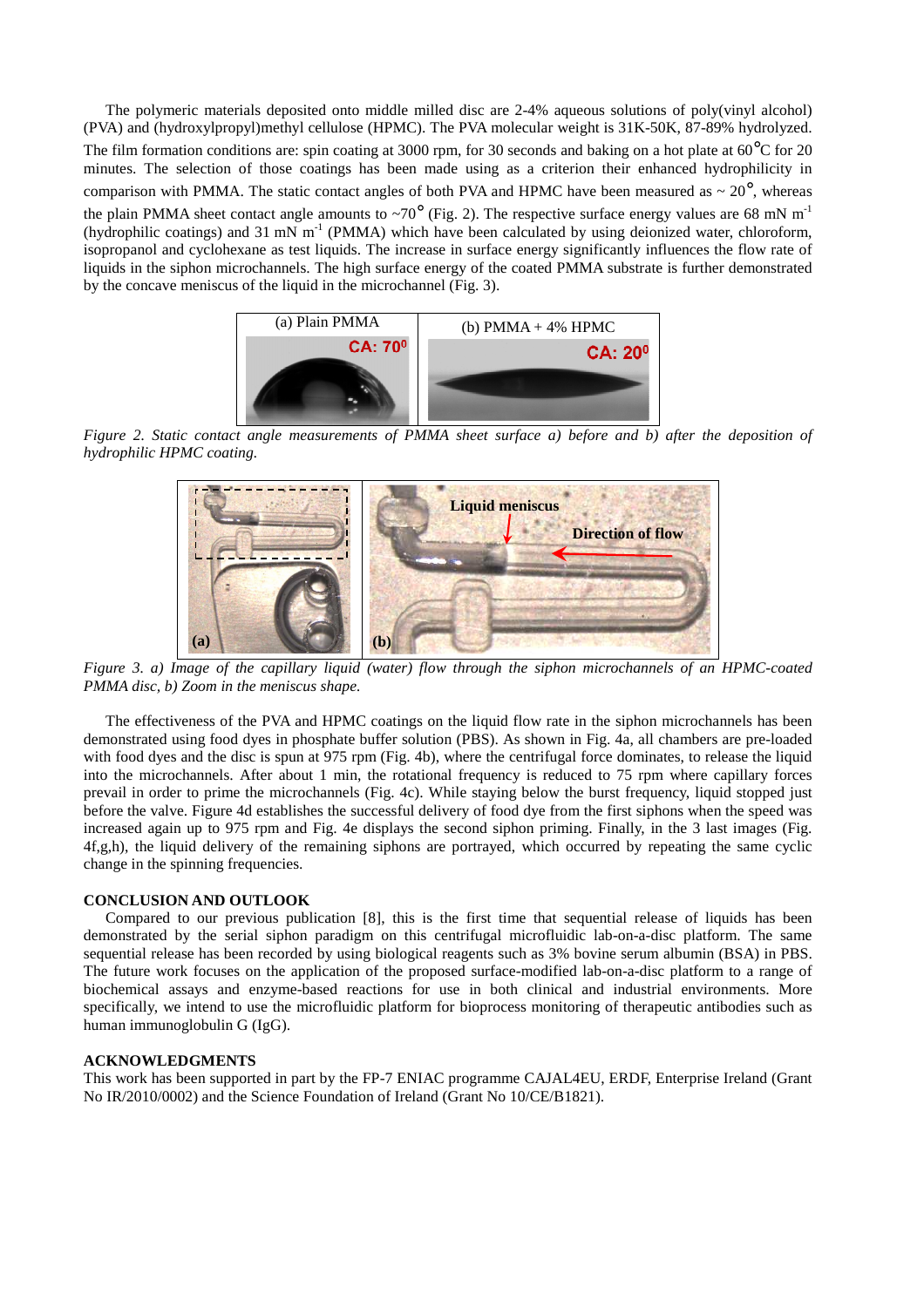The polymeric materials deposited onto middle milled disc are 2-4% aqueous solutions of poly(vinyl alcohol) (PVA) and (hydroxylpropyl)methyl cellulose (HPMC). The PVA molecular weight is 31K-50K, 87-89% hydrolyzed. The film formation conditions are: spin coating at 3000 rpm, for 30 seconds and baking on a hot plate at 60°C for 20 minutes. The selection of those coatings has been made using as a criterion their enhanced hydrophilicity in comparison with PMMA. The static contact angles of both PVA and HPMC have been measured as ~ 20°, whereas the plain PMMA sheet contact angle amounts to ~70° (Fig. 2). The respective surface energy values are 68 mN $m^{-1}$ (hydrophilic coatings) and 31 mN $m^{-1}$ (PMMA) which have been calculated by using deionized water, chloroform, isopropanol and cyclohexane as test liquids. The increase in surface energy significantly influences the flow rate of liquids in the siphon microchannels. The high surface energy of the coated PMMA substrate is further demonstrated by the concave meniscus of the liquid in the microchannel (Fig. 3).

*Figure 2. Static contact angle measurements of PMMA sheet surface a) before and b) after the deposition of hydrophilic HPMC coating.*

*Figure 3. a) Image of the capillary liquid (water) flow through the siphon microchannels of an HPMC-coated PMMA disc, b) Zoom in the meniscus shape.*

The effectiveness of the PVA and HPMC coatings on the liquid flow rate in the siphon microchannels has been demonstrated using food dyes in phosphate buffer solution (PBS). As shown in Fig. 4a, all chambers are pre-loaded with food dyes and the disc is spun at 975 rpm (Fig. 4b), where the centrifugal force dominates, to release the liquid into the microchannels. After about 1 min, the rotational frequency is reduced to 75 rpm where capillary forces prevail in order to prime the microchannels (Fig. 4c). While staying below the burst frequency, liquid stopped just before the valve. Figure 4d establishes the successful delivery of food dye from the first siphons when the speed was increased again up to 975 rpm and Fig. 4e displays the second siphon priming. Finally, in the 3 last images (Fig. 4f,g,h), the liquid delivery of the remaining siphons are portrayed, which occurred by repeating the same cyclic change in the spinning frequencies.

## CONCLUSION AND OUTLOOK

Compared to our previous publication [8], this is the first time that sequential release of liquids has been demonstrated by the serial siphon paradigm on this centrifugal microfluidic lab-on-a-disc platform. The same sequential release has been recorded by using biological reagents such as 3% bovine serum albumin (BSA) in PBS. The future work focuses on the application of the proposed surface-modified lab-on-a-disc platform to a range of biochemical assays and enzyme-based reactions for use in both clinical and industrial environments. More specifically, we intend to use the microfluidic platform for bioprocess monitoring of therapeutic antibodies such as human immunoglobulin G (IgG).

## ACKNOWLEDGMENTS

This work has been supported in part by the FP-7 ENIAC programme CAJAL4EU, ERDF, Enterprise Ireland (Grant No IR/2010/0002) and the Science Foundation of Ireland (Grant No 10/CE/B1821).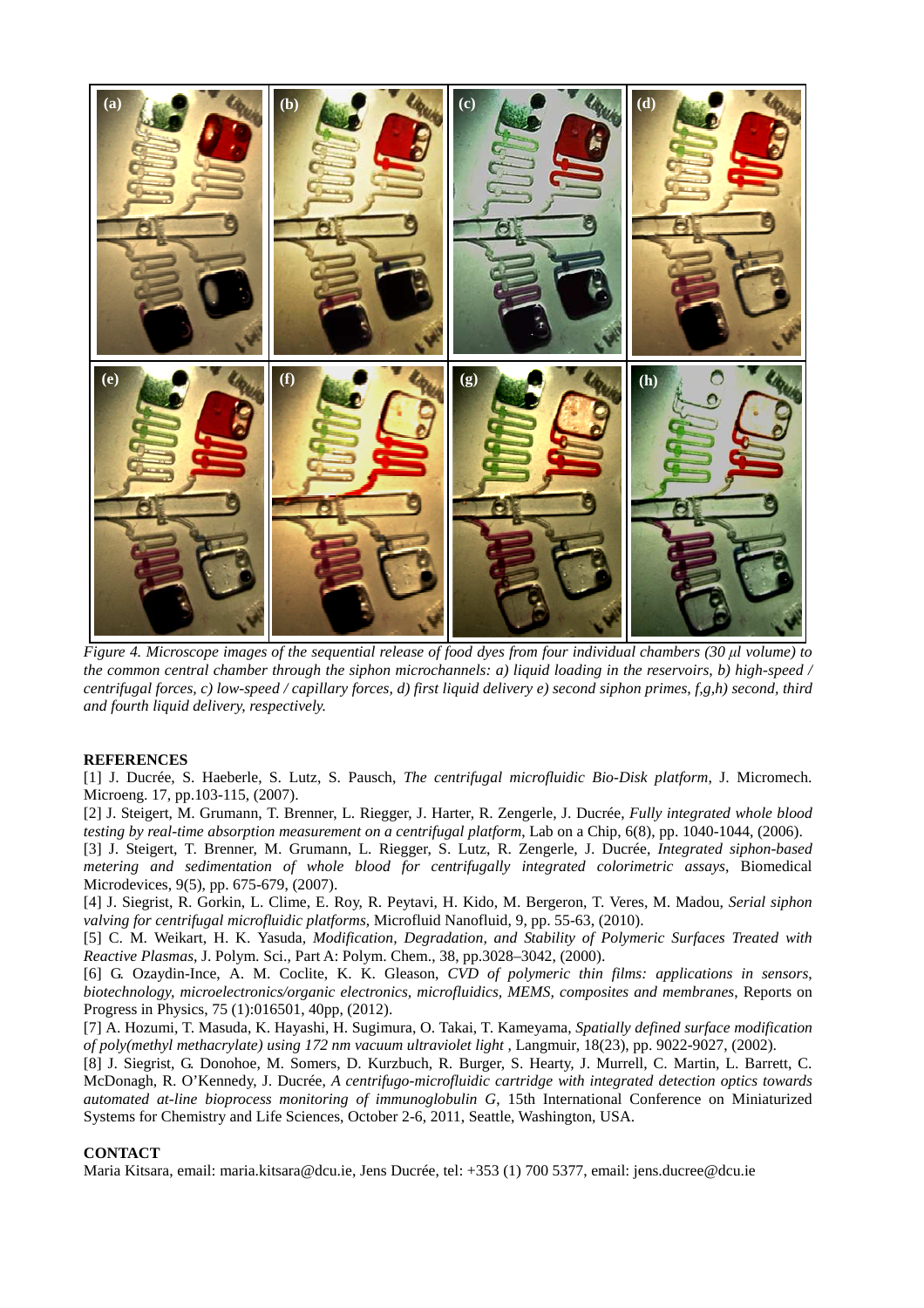*Figure 4. Microscope images of the sequential release of food dyes from four individual chambers (30 μl volume) to the common central chamber through the siphon microchannels: a) liquid loading in the reservoirs, b) high-speed / centrifugal forces, c) low-speed / capillary forces, d) first liquid delivery e) second siphon primes, f,g,h) second, third and fourth liquid delivery, respectively.*

## REFERENCES

[1] J. Ducrée, S. Haeberle, S. Lutz, S. Pausch, *The centrifugal microfluidic Bio-Disk platform*, J. Micromech. Microeng. 17, pp.103-115, (2007).

[2] J. Steigert, M. Grumann, T. Brenner, L. Riegger, J. Harter, R. Zengerle, J. Ducrée, *Fully integrated whole blood testing by real-time absorption measurement on a centrifugal platform*, Lab on a Chip, 6(8), pp. 1040-1044, (2006).

[3] J. Steigert, T. Brenner, M. Grumann, L. Riegger, S. Lutz, R. Zengerle, J. Ducrée, *Integrated siphon-based metering and sedimentation of whole blood for centrifugally integrated colorimetric assays*, Biomedical Microdevices, 9(5), pp. 675-679, (2007).

[4] J. Siegrist, R. Gorkin, L. Clime, E. Roy, R. Peytavi, H. Kido, M. Bergeron, T. Veres, M. Madou, *Serial siphon valving for centrifugal microfluidic platforms*, Microfluid Nanofluid, 9, pp. 55-63, (2010).

[5] C. M. Weikart, H. K. Yasuda, *Modification, Degradation, and Stability of Polymeric Surfaces Treated with Reactive Plasmas*, J. Polym. Sci., Part A: Polym. Chem., 38, pp.3028–3042, (2000).

[6] G. Ozaydin-Ince, A. M. Coclite, K. K. Gleason, *CVD of polymeric thin films: applications in sensors, biotechnology, microelectronics/organic electronics, microfluidics, MEMS, composites and membranes*, Reports on Progress in Physics, 75 (1):016501, 40pp, (2012).

[7] A. Hozumi, T. Masuda, K. Hayashi, H. Sugimura, O. Takai, T. Kameyama, *Spatially defined surface modification of poly(methyl methacrylate) using 172 nm vacuum ultraviolet light* , Langmuir, 18(23), pp. 9022-9027, (2002).

[8] J. Siegrist, G. Donohoe, M. Somers, D. Kurzbuch, R. Burger, S. Hearty, J. Murrell, C. Martin, L. Barrett, C. McDonagh, R. O'Kennedy, J. Ducrée, *A centrifugo-microfluidic cartridge with integrated detection optics towards automated at-line bioprocess monitoring of immunoglobulin G*, 15th International Conference on Miniaturized Systems for Chemistry and Life Sciences, October 2-6, 2011, Seattle, Washington, USA.

## CONTACT

Maria Kitsara, email: maria.kitsara@dcu.ie, Jens Ducrée, tel: +353 (1) 700 5377, email: jens.ducree@dcu.ie